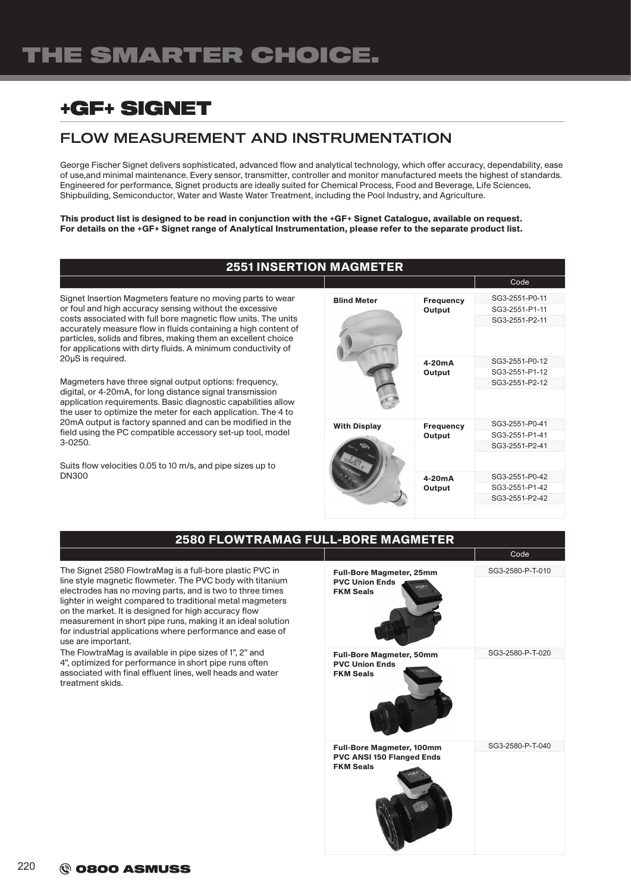# THE SMARTER CHOICE.

## +GF+ SIGNET

### FLOW MEASUREMENT AND INSTRUMENTATION

George Fischer Signet delivers sophisticated, advanced flow and analytical technology, which offer accuracy, dependability, ease of use,and minimal maintenance. Every sensor, transmitter, controller and monitor manufactured meets the highest of standards. Engineered for performance, Signet products are ideally suited for Chemical Process, Food and Beverage, Life Sciences, Shipbuilding, Semiconductor, Water and Waste Water Treatment, including the Pool Industry, and Agriculture.

**This product list is designed to be read in conjunction with the +GF+ Signet Catalogue, available on request. For details on the +GF+ Signet range of Analytical Instrumentation, please refer to the separate product list.**

### 2551 INSERTION MAGMETER

Signet Insertion Magmeters feature no moving parts to wear or foul and high accuracy sensing without the excessive costs associated with full bore magnetic flow units. The units accurately measure flow in fluids containing a high content of particles, solids and fibres, making them an excellent choice for applications with dirty fluids. A minimum conductivity of 20μS is required.

Magmeters have three signal output options: frequency, digital, or 4-20mA, for long distance signal transmission application requirements. Basic diagnostic capabilities allow the user to optimize the meter for each application. The 4 to 20mA output is factory spanned and can be modified in the field using the PC compatible accessory set-up tool, model 3-0250.

Suits flow velocities 0.05 to 10 m/s, and pipe sizes up to DN300

| | | Code |
|---|---|---|
| **Blind Meter** | **Frequency Output** | SG3-2551-P0-11 |
| | | SG3-2551-P1-11 |
| | | SG3-2551-P2-11 |
| | **4-20mA Output** | SG3-2551-P0-12 |
| | | SG3-2551-P1-12 |
| | | SG3-2551-P2-12 |
| **With Display** | **Frequency Output** | SG3-2551-P0-41 |
| | | SG3-2551-P1-41 |
| | | SG3-2551-P2-41 |
| | **4-20mA Output** | SG3-2551-P0-42 |
| | | SG3-2551-P1-42 |
| | | SG3-2551-P2-42 |

### 2580 FLOWTRAMAG FULL-BORE MAGMETER

The Signet 2580 FlowtraMag is a full-bore plastic PVC in line style magnetic flowmeter. The PVC body with titanium electrodes has no moving parts, and is two to three times lighter in weight compared to traditional metal magmeters on the market. It is designed for high accuracy flow measurement in short pipe runs, making it an ideal solution for industrial applications where performance and ease of use are important.

The FlowtraMag is available in pipe sizes of 1", 2" and 4", optimized for performance in short pipe runs often associated with final effluent lines, well heads and water treatment skids.

| | Code |
|---|---|
| **Full-Bore Magmeter, 25mm PVC Union Ends FKM Seals** | SG3-2580-P-T-010 |
| **Full-Bore Magmeter, 50mm PVC Union Ends FKM Seals** | SG3-2580-P-T-020 |
| **Full-Bore Magmeter, 100mm PVC ANSI 150 Flanged Ends FKM Seals** | SG3-2580-P-T-040 |

0800 ASMUSS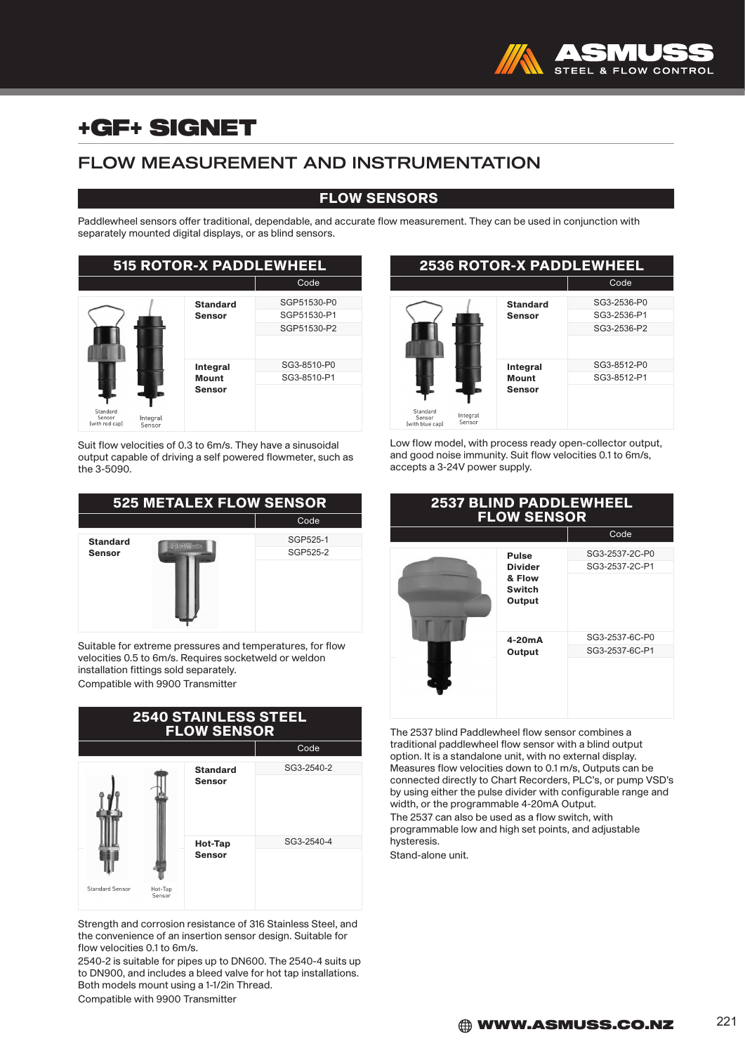# +GF+ SIGNET

## FLOW MEASUREMENT AND INSTRUMENTATION

### FLOW SENSORS

Paddlewheel sensors offer traditional, dependable, and accurate flow measurement. They can be used in conjunction with separately mounted digital displays, or as blind sensors.

### 515 ROTOR-X PADDLEWHEEL

| | Code |
|---|---|
| Standard Sensor | SGP51530-P0 |
| | SGP51530-P1 |
| | SGP51530-P2 |
| Integral Mount Sensor | SG3-8510-P0 |
| | SG3-8510-P1 |

Standard Sensor (with red cap) — Integral Sensor

Suit flow velocities of 0.3 to 6m/s. They have a sinusoidal output capable of driving a self powered flowmeter, such as the 3-5090.

### 2536 ROTOR-X PADDLEWHEEL

| | Code |
|---|---|
| Standard Sensor | SG3-2536-P0 |
| | SG3-2536-P1 |
| | SG3-2536-P2 |
| Integral Mount Sensor | SG3-8512-P0 |
| | SG3-8512-P1 |

Standard Sensor (with blue cap) — Integral Sensor

Low flow model, with process ready open-collector output, and good noise immunity. Suit flow velocities 0.1 to 6m/s, accepts a 3-24V power supply.

### 525 METALEX FLOW SENSOR

| | Code |
|---|---|
| Standard Sensor | SGP525-1 |
| | SGP525-2 |

Suitable for extreme pressures and temperatures, for flow velocities 0.5 to 6m/s. Requires socketweld or weldon installation fittings sold separately.
Compatible with 9900 Transmitter

### 2537 BLIND PADDLEWHEEL FLOW SENSOR

| | Code |
|---|---|
| Pulse Divider & Flow Switch Output | SG3-2537-2C-P0 |
| | SG3-2537-2C-P1 |
| 4-20mA Output | SG3-2537-6C-P0 |
| | SG3-2537-6C-P1 |

The 2537 blind Paddlewheel flow sensor combines a traditional paddlewheel flow sensor with a blind output option. It is a standalone unit, with no external display. Measures flow velocities down to 0.1 m/s, Outputs can be connected directly to Chart Recorders, PLC's, or pump VSD's by using either the pulse divider with configurable range and width, or the programmable 4-20mA Output.
The 2537 can also be used as a flow switch, with programmable low and high set points, and adjustable hysteresis.
Stand-alone unit.

### 2540 STAINLESS STEEL FLOW SENSOR

| | Code |
|---|---|
| Standard Sensor | SG3-2540-2 |
| Hot-Tap Sensor | SG3-2540-4 |

Standard Sensor — Hot-Tap Sensor

Strength and corrosion resistance of 316 Stainless Steel, and the convenience of an insertion sensor design. Suitable for flow velocities 0.1 to 6m/s.
2540-2 is suitable for pipes up to DN600. The 2540-4 suits up to DN900, and includes a bleed valve for hot tap installations. Both models mount using a 1-1/2in Thread.
Compatible with 9900 Transmitter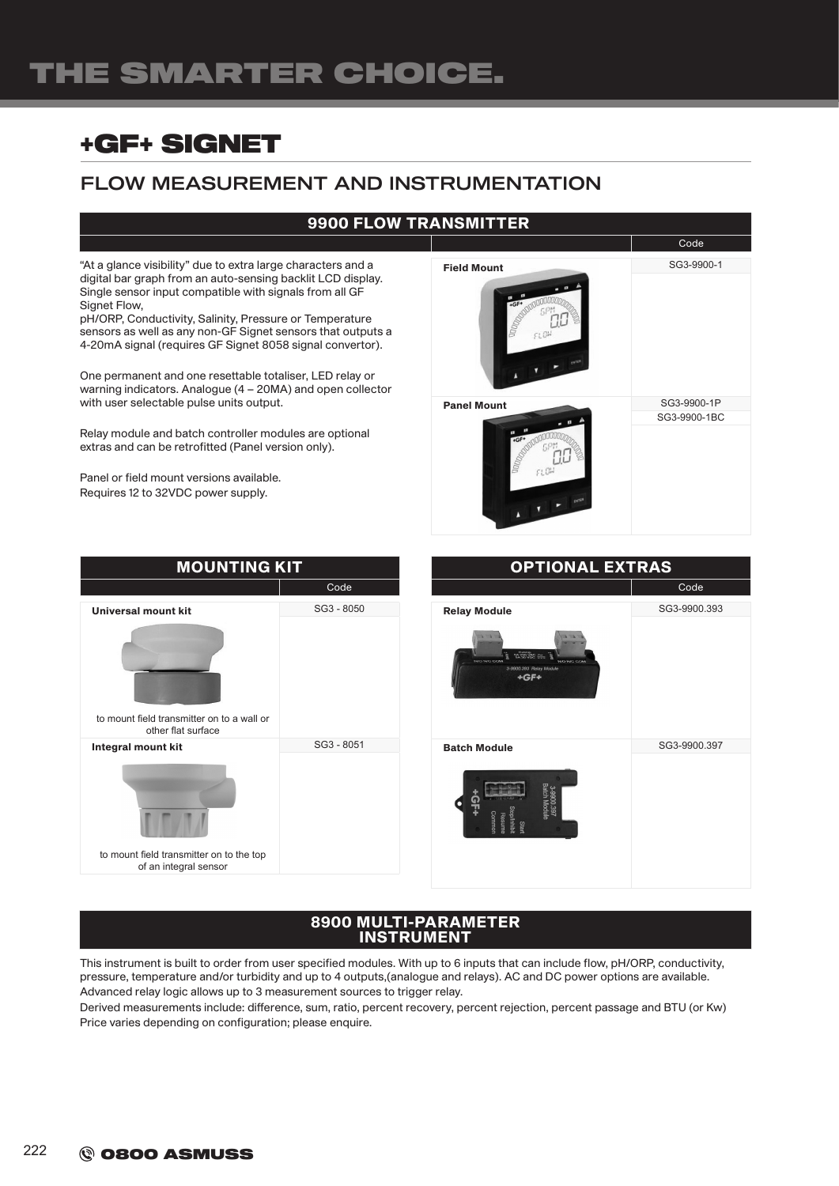# +GF+ SIGNET

## FLOW MEASUREMENT AND INSTRUMENTATION

### 9900 FLOW TRANSMITTER

"At a glance visibility" due to extra large characters and a digital bar graph from an auto-sensing backlit LCD display. Single sensor input compatible with signals from all GF Signet Flow,
pH/ORP, Conductivity, Salinity, Pressure or Temperature sensors as well as any non-GF Signet sensors that outputs a 4-20mA signal (requires GF Signet 8058 signal convertor).

One permanent and one resettable totaliser, LED relay or warning indicators. Analogue (4 – 20MA) and open collector with user selectable pulse units output.

Relay module and batch controller modules are optional extras and can be retrofitted (Panel version only).

Panel or field mount versions available.
Requires 12 to 32VDC power supply.

| | Code |
|---|---|
| **Field Mount** | SG3-9900-1 |
| **Panel Mount** | SG3-9900-1P |
| | SG3-9900-1BC |

### MOUNTING KIT

| | Code |
|---|---|
| **Universal mount kit** – to mount field transmitter on to a wall or other flat surface | SG3 - 8050 |
| **Integral mount kit** – to mount field transmitter on to the top of an integral sensor | SG3 - 8051 |

### OPTIONAL EXTRAS

| | Code |
|---|---|
| **Relay Module** | SG3-9900.393 |
| **Batch Module** | SG3-9900.397 |

### 8900 MULTI-PARAMETER INSTRUMENT

This instrument is built to order from user specified modules. With up to 6 inputs that can include flow, pH/ORP, conductivity, pressure, temperature and/or turbidity and up to 4 outputs,(analogue and relays). AC and DC power options are available.
Advanced relay logic allows up to 3 measurement sources to trigger relay.
Derived measurements include: difference, sum, ratio, percent recovery, percent rejection, percent passage and BTU (or Kw)
Price varies depending on configuration; please enquire.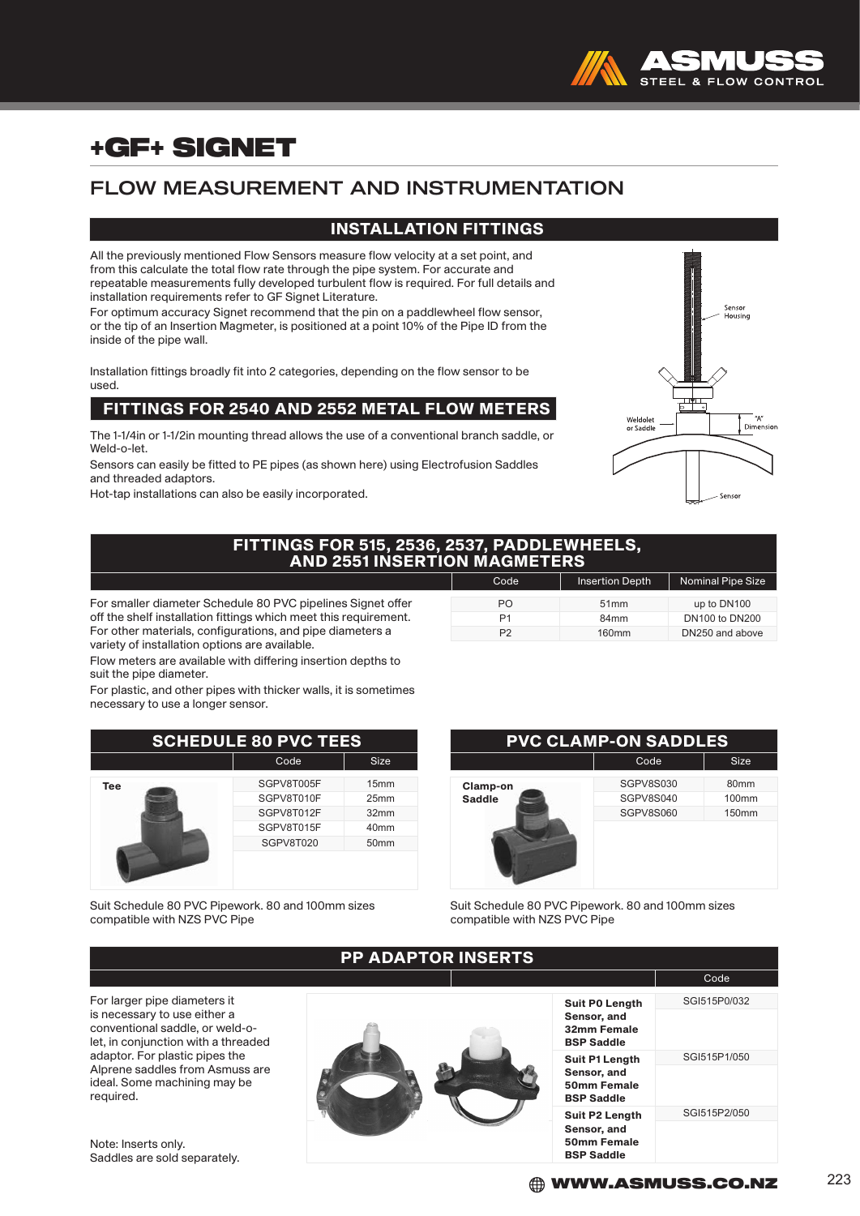# +GF+ SIGNET

## FLOW MEASUREMENT AND INSTRUMENTATION

### INSTALLATION FITTINGS

All the previously mentioned Flow Sensors measure flow velocity at a set point, and from this calculate the total flow rate through the pipe system. For accurate and repeatable measurements fully developed turbulent flow is required. For full details and installation requirements refer to GF Signet Literature.

For optimum accuracy Signet recommend that the pin on a paddlewheel flow sensor, or the tip of an Insertion Magmeter, is positioned at a point 10% of the Pipe ID from the inside of the pipe wall.

Installation fittings broadly fit into 2 categories, depending on the flow sensor to be used.

### FITTINGS FOR 2540 AND 2552 METAL FLOW METERS

The 1-1/4in or 1-1/2in mounting thread allows the use of a conventional branch saddle, or Weld-o-let.

Sensors can easily be fitted to PE pipes (as shown here) using Electrofusion Saddles and threaded adaptors.

Hot-tap installations can also be easily incorporated.

Sensor Housing

Weldolet or Saddle

"A" Dimension

Sensor

### FITTINGS FOR 515, 2536, 2537, PADDLEWHEELS, AND 2551 INSERTION MAGMETERS

For smaller diameter Schedule 80 PVC pipelines Signet offer off the shelf installation fittings which meet this requirement. For other materials, configurations, and pipe diameters a variety of installation options are available.

Flow meters are available with differing insertion depths to suit the pipe diameter.

For plastic, and other pipes with thicker walls, it is sometimes necessary to use a longer sensor.

| Code | Insertion Depth | Nominal Pipe Size |
|---|---|---|
| PO | 51mm | up to DN100 |
| P1 | 84mm | DN100 to DN200 |
| P2 | 160mm | DN250 and above |

### SCHEDULE 80 PVC TEES

| | Code | Size |
|---|---|---|
| Tee | SGPV8T005F | 15mm |
| | SGPV8T010F | 25mm |
| | SGPV8T012F | 32mm |
| | SGPV8T015F | 40mm |
| | SGPV8T020 | 50mm |

Suit Schedule 80 PVC Pipework. 80 and 100mm sizes compatible with NZS PVC Pipe

### PVC CLAMP-ON SADDLES

| | Code | Size |
|---|---|---|
| Clamp-on Saddle | SGPV8S030 | 80mm |
| | SGPV8S040 | 100mm |
| | SGPV8S060 | 150mm |

Suit Schedule 80 PVC Pipework. 80 and 100mm sizes compatible with NZS PVC Pipe

### PP ADAPTOR INSERTS

For larger pipe diameters it is necessary to use either a conventional saddle, or weld-o-let, in conjunction with a threaded adaptor. For plastic pipes the Alprene saddles from Asmuss are ideal. Some machining may be required.

Note: Inserts only.
Saddles are sold separately.

| | Code |
|---|---|
| **Suit P0 Length Sensor, and 32mm Female BSP Saddle** | SGI515P0/032 |
| **Suit P1 Length Sensor, and 50mm Female BSP Saddle** | SGI515P1/050 |
| **Suit P2 Length Sensor, and 50mm Female BSP Saddle** | SGI515P2/050 |